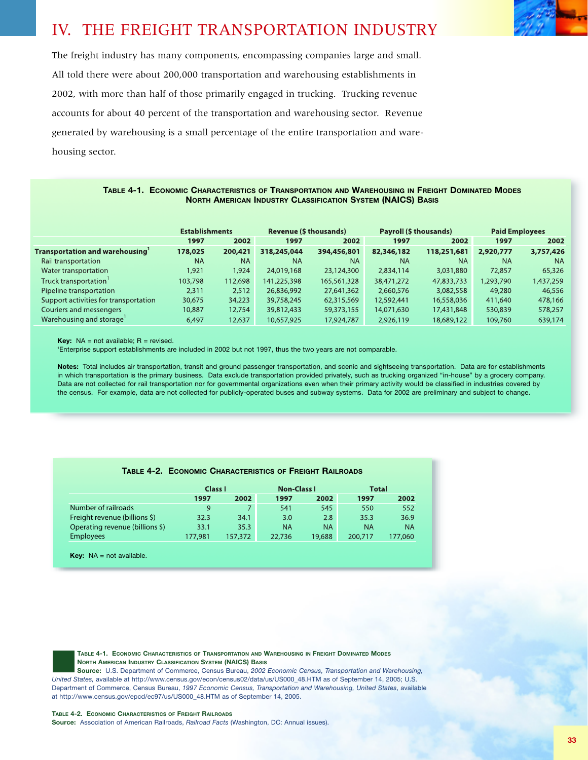# IV. THE FREIGHT TRANSPORTATION INDUSTRY

The freight industry has many components, encompassing companies large and small. All told there were about 200,000 transportation and warehousing establishments in 2002, with more than half of those primarily engaged in trucking. Trucking revenue accounts for about 40 percent of the transportation and warehousing sector. Revenue generated by warehousing is a small percentage of the entire transportation and warehousing sector.

**Table 4-1. Economic Characteristics of Transportation and Warehousing in Freight Dominated Modes North American Industry Classification System (NAICS) Basis**

| | Establishments | | Revenue ($ thousands) | | Payroll ($ thousands) | | Paid Employees | |
|---|---|---|---|---|---|---|---|---|
| | 1997 | 2002 | 1997 | 2002 | 1997 | 2002 | 1997 | 2002 |
| **Transportation and warehousing[1]** | **178,025** | **200,421** | **318,245,044** | **394,456,801** | **82,346,182** | **118,251,681** | **2,920,777** | **3,757,426** |
| Rail transportation | NA | NA | NA | NA | NA | NA | NA | NA |
| Water transportation | 1,921 | 1,924 | 24,019,168 | 23,124,300 | 2,834,114 | 3,031,880 | 72,857 | 65,326 |
| Truck transportation[1] | 103,798 | 112,698 | 141,225,398 | 165,561,328 | 38,471,272 | 47,833,733 | 1,293,790 | 1,437,259 |
| Pipeline transportation | 2,311 | 2,512 | 26,836,992 | 27,641,362 | 2,660,576 | 3,082,558 | 49,280 | 46,556 |
| Support activities for transportation | 30,675 | 34,223 | 39,758,245 | 62,315,569 | 12,592,441 | 16,558,036 | 411,640 | 478,166 |
| Couriers and messengers | 10,887 | 12,754 | 39,812,433 | 59,373,155 | 14,071,630 | 17,431,848 | 530,839 | 578,257 |
| Warehousing and storage[1] | 6,497 | 12,637 | 10,657,925 | 17,924,787 | 2,926,119 | 18,689,122 | 109,760 | 639,174 |

**Key:** NA = not available; R = revised.
[1]Enterprise support establishments are included in 2002 but not 1997, thus the two years are not comparable.

**Notes:** Total includes air transportation, transit and ground passenger transportation, and scenic and sightseeing transportation. Data are for establishments in which transportation is the primary business. Data exclude transportation provided privately, such as trucking organized "in-house" by a grocery company. Data are not collected for rail transportation nor for governmental organizations even when their primary activity would be classified in industries covered by the census. For example, data are not collected for publicly-operated buses and subway systems. Data for 2002 are preliminary and subject to change.

**Table 4-2. Economic Characteristics of Freight Railroads**

| | Class I | | Non-Class I | | Total | |
|---|---|---|---|---|---|---|
| | 1997 | 2002 | 1997 | 2002 | 1997 | 2002 |
| Number of railroads | 9 | 7 | 541 | 545 | 550 | 552 |
| Freight revenue (billions $) | 32.3 | 34.1 | 3.0 | 2.8 | 35.3 | 36.9 |
| Operating revenue (billions $) | 33.1 | 35.3 | NA | NA | NA | NA |
| Employees | 177,981 | 157,372 | 22,736 | 19,688 | 200,717 | 177,060 |

**Key:** NA = not available.

**Table 4-1. Economic Characteristics of Transportation and Warehousing in Freight Dominated Modes North American Industry Classification System (NAICS) Basis**
**Source:** U.S. Department of Commerce, Census Bureau, *2002 Economic Census, Transportation and Warehousing, United States,* available at http://www.census.gov/econ/census02/data/us/US000_48.HTM as of September 14, 2005; U.S. Department of Commerce, Census Bureau, *1997 Economic Census, Transportation and Warehousing, United States*, available at http://www.census.gov/epcd/ec97/us/US000_48.HTM as of September 14, 2005.

**Table 4-2. Economic Characteristics of Freight Railroads**
**Source:** Association of American Railroads, *Railroad Facts* (Washington, DC: Annual issues).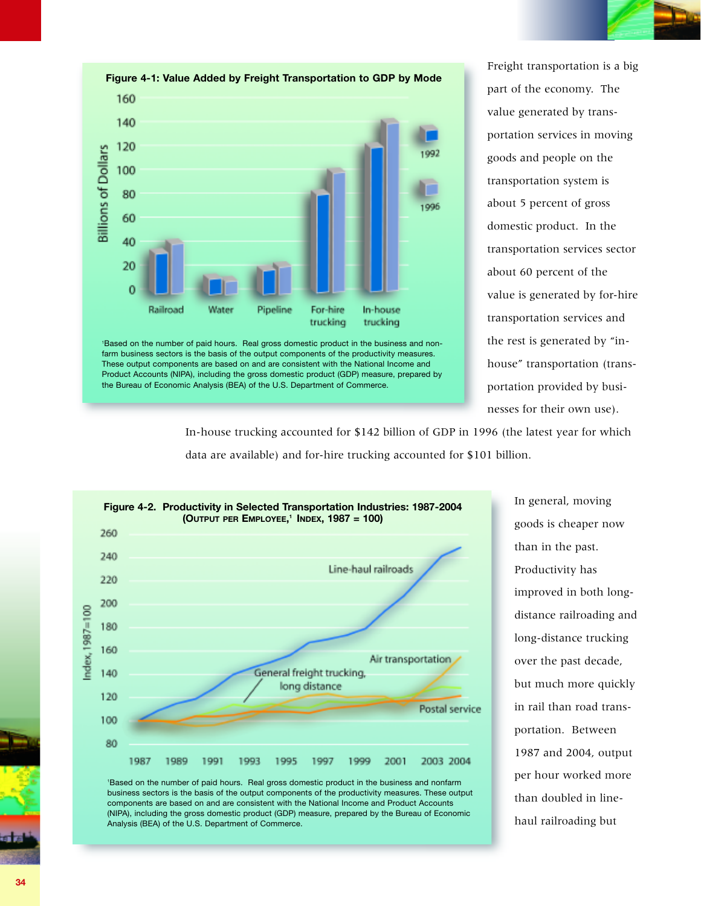**Figure 4-1: Value Added by Freight Transportation to GDP by Mode**

[1]Based on the number of paid hours. Real gross domestic product in the business and non-farm business sectors is the basis of the output components of the productivity measures. These output components are based on and are consistent with the National Income and Product Accounts (NIPA), including the gross domestic product (GDP) measure, prepared by the Bureau of Economic Analysis (BEA) of the U.S. Department of Commerce.

Freight transportation is a big part of the economy. The value generated by transportation services in moving goods and people on the transportation system is about 5 percent of gross domestic product. In the transportation services sector about 60 percent of the value is generated by for-hire transportation services and the rest is generated by "in-house" transportation (transportation provided by businesses for their own use).

In-house trucking accounted for $142 billion of GDP in 1996 (the latest year for which data are available) and for-hire trucking accounted for $101 billion.

**Figure 4-2. Productivity in Selected Transportation Industries: 1987-2004**
**(Output per Employee,[1] Index, 1987 = 100)**

[1]Based on the number of paid hours. Real gross domestic product in the business and nonfarm business sectors is the basis of the output components of the productivity measures. These output components are based on and are consistent with the National Income and Product Accounts (NIPA), including the gross domestic product (GDP) measure, prepared by the Bureau of Economic Analysis (BEA) of the U.S. Department of Commerce.

In general, moving goods is cheaper now than in the past. Productivity has improved in both long-distance railroading and long-distance trucking over the past decade, but much more quickly in rail than road transportation. Between 1987 and 2004, output per hour worked more than doubled in line-haul railroading but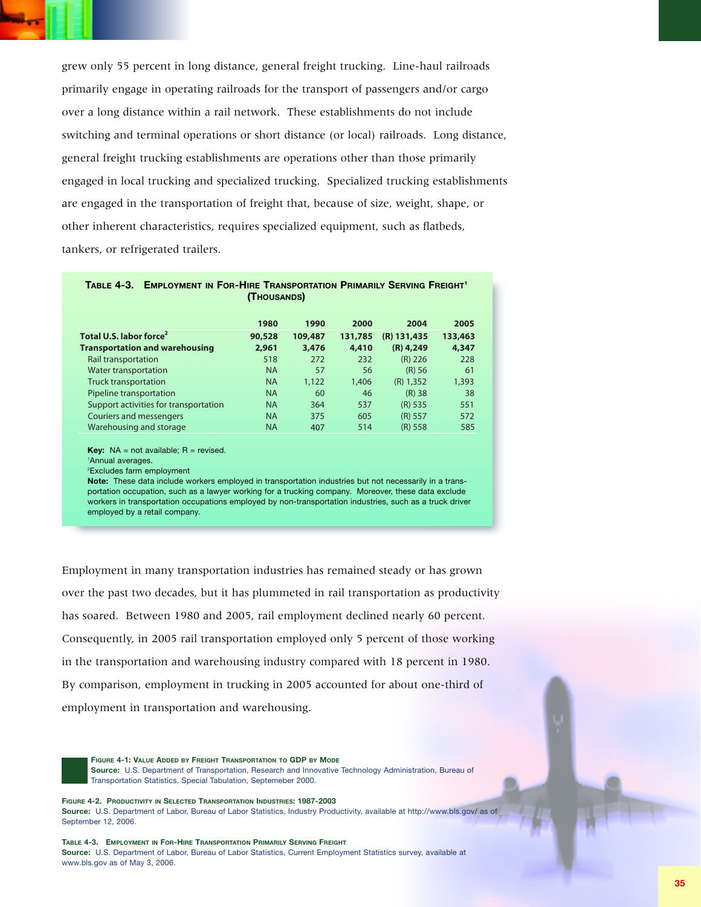grew only 55 percent in long distance, general freight trucking. Line-haul railroads primarily engage in operating railroads for the transport of passengers and/or cargo over a long distance within a rail network. These establishments do not include switching and terminal operations or short distance (or local) railroads. Long distance, general freight trucking establishments are operations other than those primarily engaged in local trucking and specialized trucking. Specialized trucking establishments are engaged in the transportation of freight that, because of size, weight, shape, or other inherent characteristics, requires specialized equipment, such as flatbeds, tankers, or refrigerated trailers.

**Table 4-3. Employment in For-Hire Transportation Primarily Serving Freight[1] (Thousands)**

| | 1980 | 1990 | 2000 | 2004 | 2005 |
|---|---|---|---|---|---|
| **Total U.S. labor force[2]** | **90,528** | **109,487** | **131,785** | **(R) 131,435** | **133,463** |
| **Transportation and warehousing** | **2,961** | **3,476** | **4,410** | **(R) 4,249** | **4,347** |
| Rail transportation | 518 | 272 | 232 | (R) 226 | 228 |
| Water transportation | NA | 57 | 56 | (R) 56 | 61 |
| Truck transportation | NA | 1,122 | 1,406 | (R) 1,352 | 1,393 |
| Pipeline transportation | NA | 60 | 46 | (R) 38 | 38 |
| Support activities for transportation | NA | 364 | 537 | (R) 535 | 551 |
| Couriers and messengers | NA | 375 | 605 | (R) 557 | 572 |
| Warehousing and storage | NA | 407 | 514 | (R) 558 | 585 |

**Key:** NA = not available; R = revised.
[1]Annual averages.
[2]Excludes farm employment
**Note:** These data include workers employed in transportation industries but not necessarily in a transportation occupation, such as a lawyer working for a trucking company. Moreover, these data exclude workers in transportation occupations employed by non-transportation industries, such as a truck driver employed by a retail company.

Employment in many transportation industries has remained steady or has grown over the past two decades, but it has plummeted in rail transportation as productivity has soared. Between 1980 and 2005, rail employment declined nearly 60 percent. Consequently, in 2005 rail transportation employed only 5 percent of those working in the transportation and warehousing industry compared with 18 percent in 1980. By comparison, employment in trucking in 2005 accounted for about one-third of employment in transportation and warehousing.

**Figure 4-1: Value Added by Freight Transportation to GDP by Mode**
**Source:** U.S. Department of Transportation, Research and Innovative Technology Administration, Bureau of Transportation Statistics, Special Tabulation, Septemeber 2000.

**Figure 4-2. Productivity in Selected Transportation Industries: 1987-2003**
**Source:** U.S. Department of Labor, Bureau of Labor Statistics, Industry Productivity, available at http://www.bls.gov/ as of September 12, 2006.

**Table 4-3. Employment in For-Hire Transportation Primarily Serving Freight**
**Source:** U.S. Department of Labor, Bureau of Labor Statistics, Current Employment Statistics survey, available at www.bls.gov as of May 3, 2006.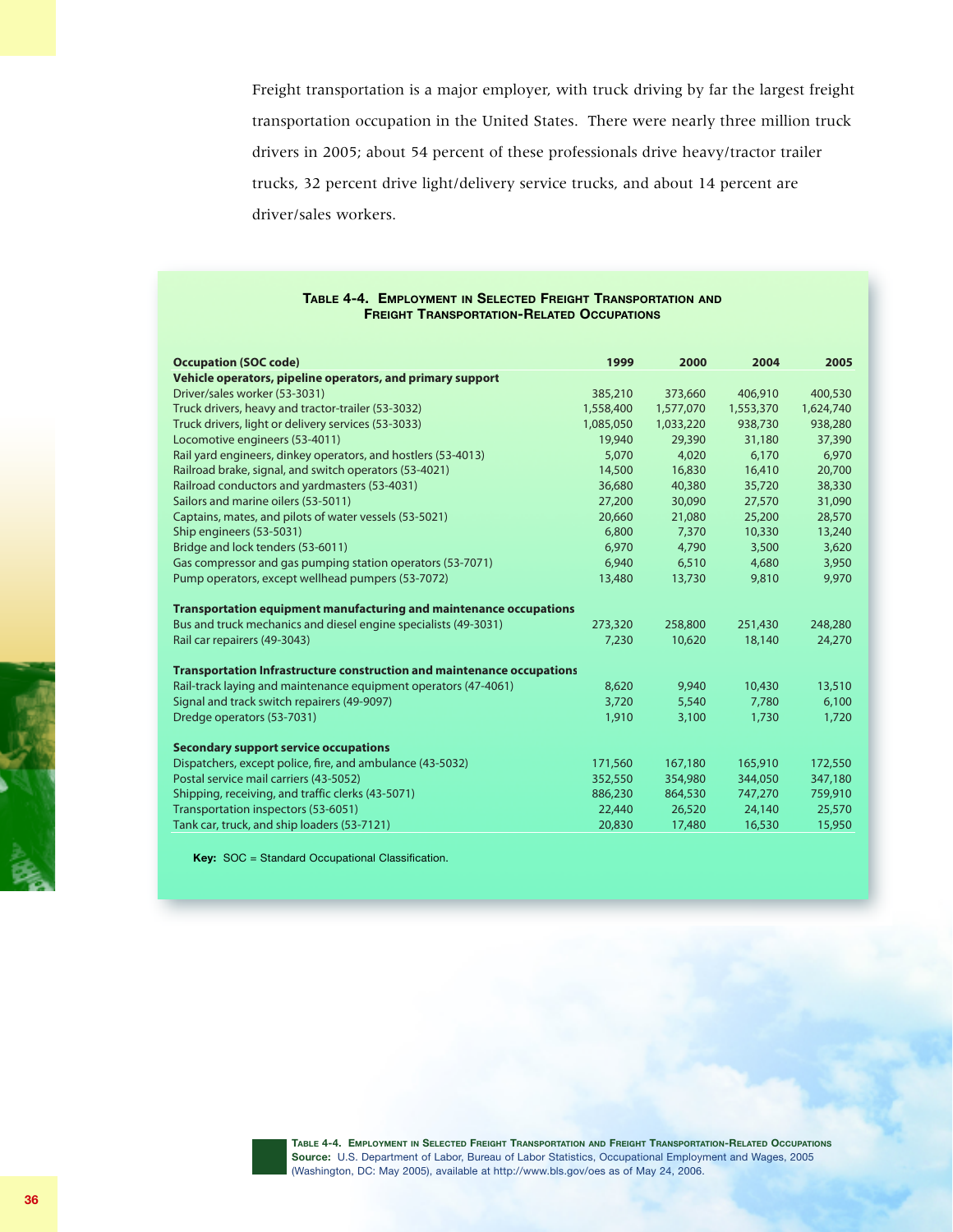Freight transportation is a major employer, with truck driving by far the largest freight transportation occupation in the United States. There were nearly three million truck drivers in 2005; about 54 percent of these professionals drive heavy/tractor trailer trucks, 32 percent drive light/delivery service trucks, and about 14 percent are driver/sales workers.

**Table 4-4. Employment in Selected Freight Transportation and Freight Transportation-Related Occupations**

| Occupation (SOC code) | 1999 | 2000 | 2004 | 2005 |
|---|---|---|---|---|
| **Vehicle operators, pipeline operators, and primary support** | | | | |
| Driver/sales worker (53-3031) | 385,210 | 373,660 | 406,910 | 400,530 |
| Truck drivers, heavy and tractor-trailer (53-3032) | 1,558,400 | 1,577,070 | 1,553,370 | 1,624,740 |
| Truck drivers, light or delivery services (53-3033) | 1,085,050 | 1,033,220 | 938,730 | 938,280 |
| Locomotive engineers (53-4011) | 19,940 | 29,390 | 31,180 | 37,390 |
| Rail yard engineers, dinkey operators, and hostlers (53-4013) | 5,070 | 4,020 | 6,170 | 6,970 |
| Railroad brake, signal, and switch operators (53-4021) | 14,500 | 16,830 | 16,410 | 20,700 |
| Railroad conductors and yardmasters (53-4031) | 36,680 | 40,380 | 35,720 | 38,330 |
| Sailors and marine oilers (53-5011) | 27,200 | 30,090 | 27,570 | 31,090 |
| Captains, mates, and pilots of water vessels (53-5021) | 20,660 | 21,080 | 25,200 | 28,570 |
| Ship engineers (53-5031) | 6,800 | 7,370 | 10,330 | 13,240 |
| Bridge and lock tenders (53-6011) | 6,970 | 4,790 | 3,500 | 3,620 |
| Gas compressor and gas pumping station operators (53-7071) | 6,940 | 6,510 | 4,680 | 3,950 |
| Pump operators, except wellhead pumpers (53-7072) | 13,480 | 13,730 | 9,810 | 9,970 |
| **Transportation equipment manufacturing and maintenance occupations** | | | | |
| Bus and truck mechanics and diesel engine specialists (49-3031) | 273,320 | 258,800 | 251,430 | 248,280 |
| Rail car repairers (49-3043) | 7,230 | 10,620 | 18,140 | 24,270 |
| **Transportation Infrastructure construction and maintenance occupations** | | | | |
| Rail-track laying and maintenance equipment operators (47-4061) | 8,620 | 9,940 | 10,430 | 13,510 |
| Signal and track switch repairers (49-9097) | 3,720 | 5,540 | 7,780 | 6,100 |
| Dredge operators (53-7031) | 1,910 | 3,100 | 1,730 | 1,720 |
| **Secondary support service occupations** | | | | |
| Dispatchers, except police, fire, and ambulance (43-5032) | 171,560 | 167,180 | 165,910 | 172,550 |
| Postal service mail carriers (43-5052) | 352,550 | 354,980 | 344,050 | 347,180 |
| Shipping, receiving, and traffic clerks (43-5071) | 886,230 | 864,530 | 747,270 | 759,910 |
| Transportation inspectors (53-6051) | 22,440 | 26,520 | 24,140 | 25,570 |
| Tank car, truck, and ship loaders (53-7121) | 20,830 | 17,480 | 16,530 | 15,950 |

**Key:** SOC = Standard Occupational Classification.

**Table 4-4. Employment in Selected Freight Transportation and Freight Transportation-Related Occupations**
**Source:** U.S. Department of Labor, Bureau of Labor Statistics, Occupational Employment and Wages, 2005 (Washington, DC: May 2005), available at http://www.bls.gov/oes as of May 24, 2006.